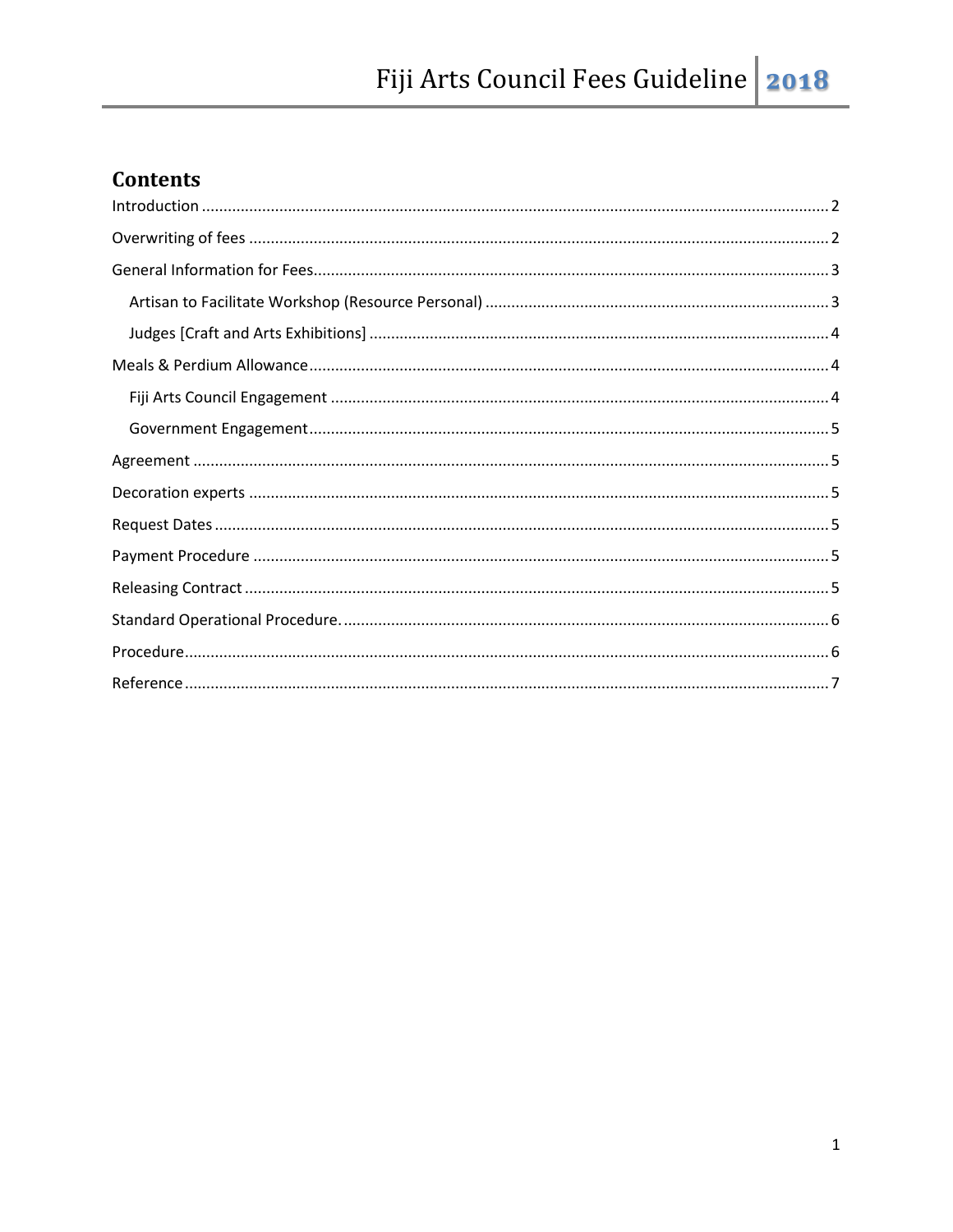## Contents

- Introduction ..... 2
- Overwriting of fees ..... 2
- General Information for Fees ..... 3
  - Artisan to Facilitate Workshop (Resource Personal) ..... 3
  - Judges [Craft and Arts Exhibitions] ..... 4
- Meals & Perdium Allowance ..... 4
  - Fiji Arts Council Engagement ..... 4
  - Government Engagement ..... 5
- Agreement ..... 5
- Decoration experts ..... 5
- Request Dates ..... 5
- Payment Procedure ..... 5
- Releasing Contract ..... 5
- Standard Operational Procedure. ..... 6
- Procedure ..... 6
- Reference ..... 7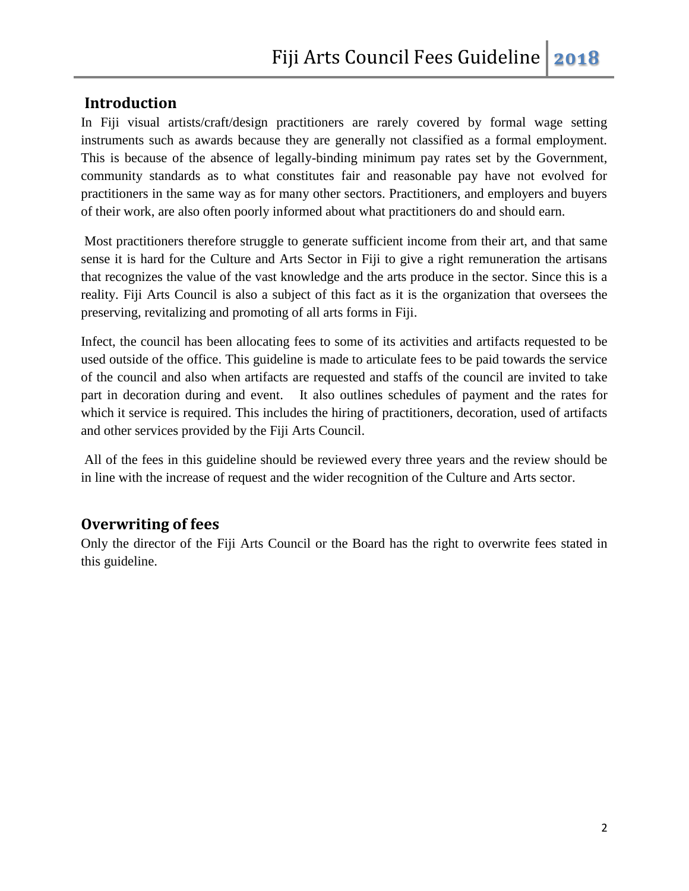## Introduction

In Fiji visual artists/craft/design practitioners are rarely covered by formal wage setting instruments such as awards because they are generally not classified as a formal employment. This is because of the absence of legally-binding minimum pay rates set by the Government, community standards as to what constitutes fair and reasonable pay have not evolved for practitioners in the same way as for many other sectors. Practitioners, and employers and buyers of their work, are also often poorly informed about what practitioners do and should earn.

Most practitioners therefore struggle to generate sufficient income from their art, and that same sense it is hard for the Culture and Arts Sector in Fiji to give a right remuneration the artisans that recognizes the value of the vast knowledge and the arts produce in the sector. Since this is a reality. Fiji Arts Council is also a subject of this fact as it is the organization that oversees the preserving, revitalizing and promoting of all arts forms in Fiji.

Infect, the council has been allocating fees to some of its activities and artifacts requested to be used outside of the office. This guideline is made to articulate fees to be paid towards the service of the council and also when artifacts are requested and staffs of the council are invited to take part in decoration during and event. It also outlines schedules of payment and the rates for which it service is required. This includes the hiring of practitioners, decoration, used of artifacts and other services provided by the Fiji Arts Council.

All of the fees in this guideline should be reviewed every three years and the review should be in line with the increase of request and the wider recognition of the Culture and Arts sector.

## Overwriting of fees

Only the director of the Fiji Arts Council or the Board has the right to overwrite fees stated in this guideline.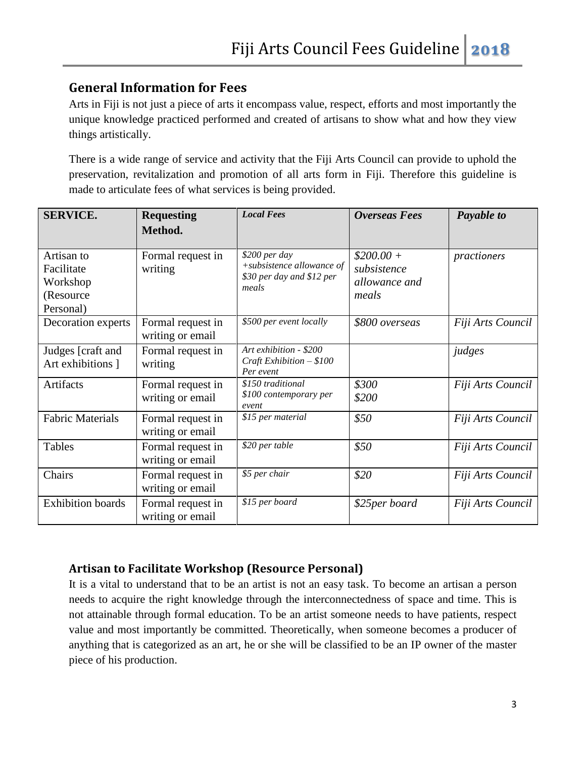## General Information for Fees

Arts in Fiji is not just a piece of arts it encompass value, respect, efforts and most importantly the unique knowledge practiced performed and created of artisans to show what and how they view things artistically.

There is a wide range of service and activity that the Fiji Arts Council can provide to uphold the preservation, revitalization and promotion of all arts form in Fiji. Therefore this guideline is made to articulate fees of what services is being provided.

| **SERVICE.** | **Requesting Method.** | ***Local Fees*** | ***Overseas Fees*** | ***Payable to*** |
|---|---|---|---|---|
| Artisan to Facilitate Workshop (Resource Personal) | Formal request in writing | *$200 per day +subsistence allowance of $30 per day and $12 per meals* | *$200.00 + subsistence allowance and meals* | *practioners* |
| Decoration experts | Formal request in writing or email | *$500 per event locally* | *$800 overseas* | *Fiji Arts Council* |
| Judges [craft and Art exhibitions ] | Formal request in writing | *Art exhibition - $200 Craft Exhibition – $100 Per event* | | *judges* |
| Artifacts | Formal request in writing or email | *$150 traditional $100 contemporary per event* | *$300 $200* | *Fiji Arts Council* |
| Fabric Materials | Formal request in writing or email | *$15 per material* | *$50* | *Fiji Arts Council* |
| Tables | Formal request in writing or email | *$20 per table* | *$50* | *Fiji Arts Council* |
| Chairs | Formal request in writing or email | *$5 per chair* | *$20* | *Fiji Arts Council* |
| Exhibition boards | Formal request in writing or email | *$15 per board* | *$25per board* | *Fiji Arts Council* |

## Artisan to Facilitate Workshop (Resource Personal)

It is a vital to understand that to be an artist is not an easy task. To become an artisan a person needs to acquire the right knowledge through the interconnectedness of space and time. This is not attainable through formal education. To be an artist someone needs to have patients, respect value and most importantly be committed. Theoretically, when someone becomes a producer of anything that is categorized as an art, he or she will be classified to be an IP owner of the master piece of his production.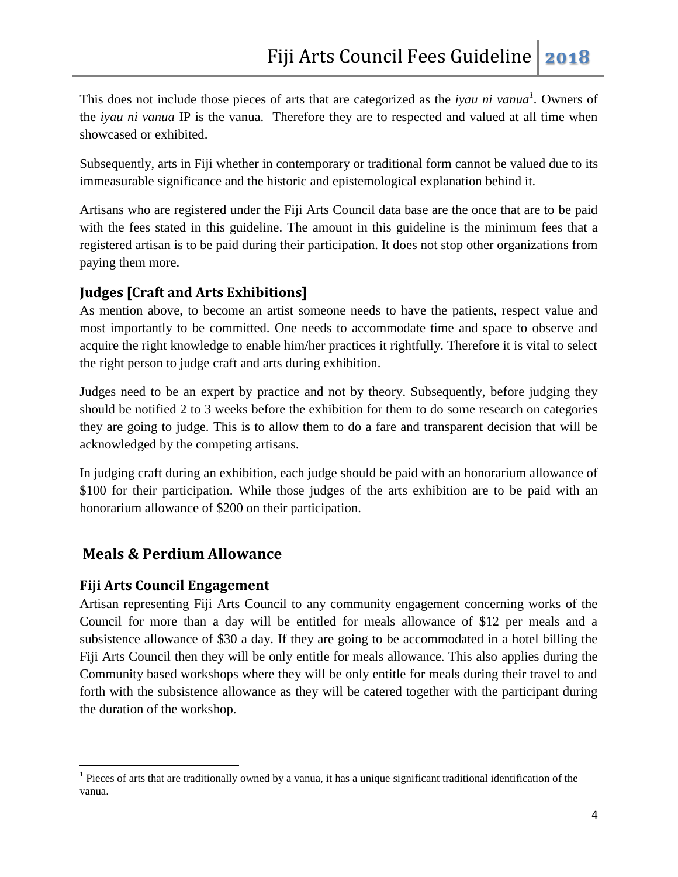This does not include those pieces of arts that are categorized as the *iyau ni vanua*[1]. Owners of the *iyau ni vanua* IP is the vanua. Therefore they are to respected and valued at all time when showcased or exhibited.

Subsequently, arts in Fiji whether in contemporary or traditional form cannot be valued due to its immeasurable significance and the historic and epistemological explanation behind it.

Artisans who are registered under the Fiji Arts Council data base are the once that are to be paid with the fees stated in this guideline. The amount in this guideline is the minimum fees that a registered artisan is to be paid during their participation. It does not stop other organizations from paying them more.

### Judges [Craft and Arts Exhibitions]

As mention above, to become an artist someone needs to have the patients, respect value and most importantly to be committed. One needs to accommodate time and space to observe and acquire the right knowledge to enable him/her practices it rightfully. Therefore it is vital to select the right person to judge craft and arts during exhibition.

Judges need to be an expert by practice and not by theory. Subsequently, before judging they should be notified 2 to 3 weeks before the exhibition for them to do some research on categories they are going to judge. This is to allow them to do a fare and transparent decision that will be acknowledged by the competing artisans.

In judging craft during an exhibition, each judge should be paid with an honorarium allowance of $100 for their participation. While those judges of the arts exhibition are to be paid with an honorarium allowance of $200 on their participation.

## Meals & Perdium Allowance

### Fiji Arts Council Engagement

Artisan representing Fiji Arts Council to any community engagement concerning works of the Council for more than a day will be entitled for meals allowance of $12 per meals and a subsistence allowance of $30 a day. If they are going to be accommodated in a hotel billing the Fiji Arts Council then they will be only entitle for meals allowance. This also applies during the Community based workshops where they will be only entitle for meals during their travel to and forth with the subsistence allowance as they will be catered together with the participant during the duration of the workshop.

---

[1] Pieces of arts that are traditionally owned by a vanua, it has a unique significant traditional identification of the vanua.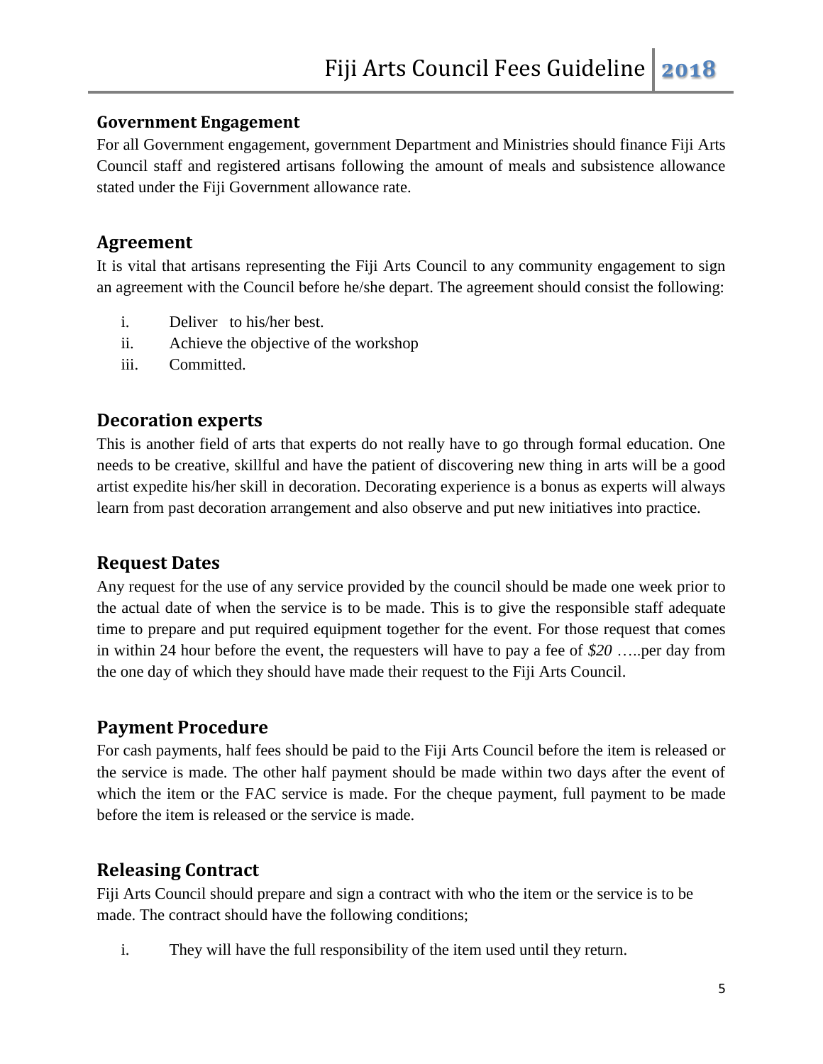### Government Engagement

For all Government engagement, government Department and Ministries should finance Fiji Arts Council staff and registered artisans following the amount of meals and subsistence allowance stated under the Fiji Government allowance rate.

## Agreement

It is vital that artisans representing the Fiji Arts Council to any community engagement to sign an agreement with the Council before he/she depart. The agreement should consist the following:

i. Deliver to his/her best.
ii. Achieve the objective of the workshop
iii. Committed.

## Decoration experts

This is another field of arts that experts do not really have to go through formal education. One needs to be creative, skillful and have the patient of discovering new thing in arts will be a good artist expedite his/her skill in decoration. Decorating experience is a bonus as experts will always learn from past decoration arrangement and also observe and put new initiatives into practice.

## Request Dates

Any request for the use of any service provided by the council should be made one week prior to the actual date of when the service is to be made. This is to give the responsible staff adequate time to prepare and put required equipment together for the event. For those request that comes in within 24 hour before the event, the requesters will have to pay a fee of *$20* …..per day from the one day of which they should have made their request to the Fiji Arts Council.

## Payment Procedure

For cash payments, half fees should be paid to the Fiji Arts Council before the item is released or the service is made. The other half payment should be made within two days after the event of which the item or the FAC service is made. For the cheque payment, full payment to be made before the item is released or the service is made.

## Releasing Contract

Fiji Arts Council should prepare and sign a contract with who the item or the service is to be made. The contract should have the following conditions;

i. They will have the full responsibility of the item used until they return.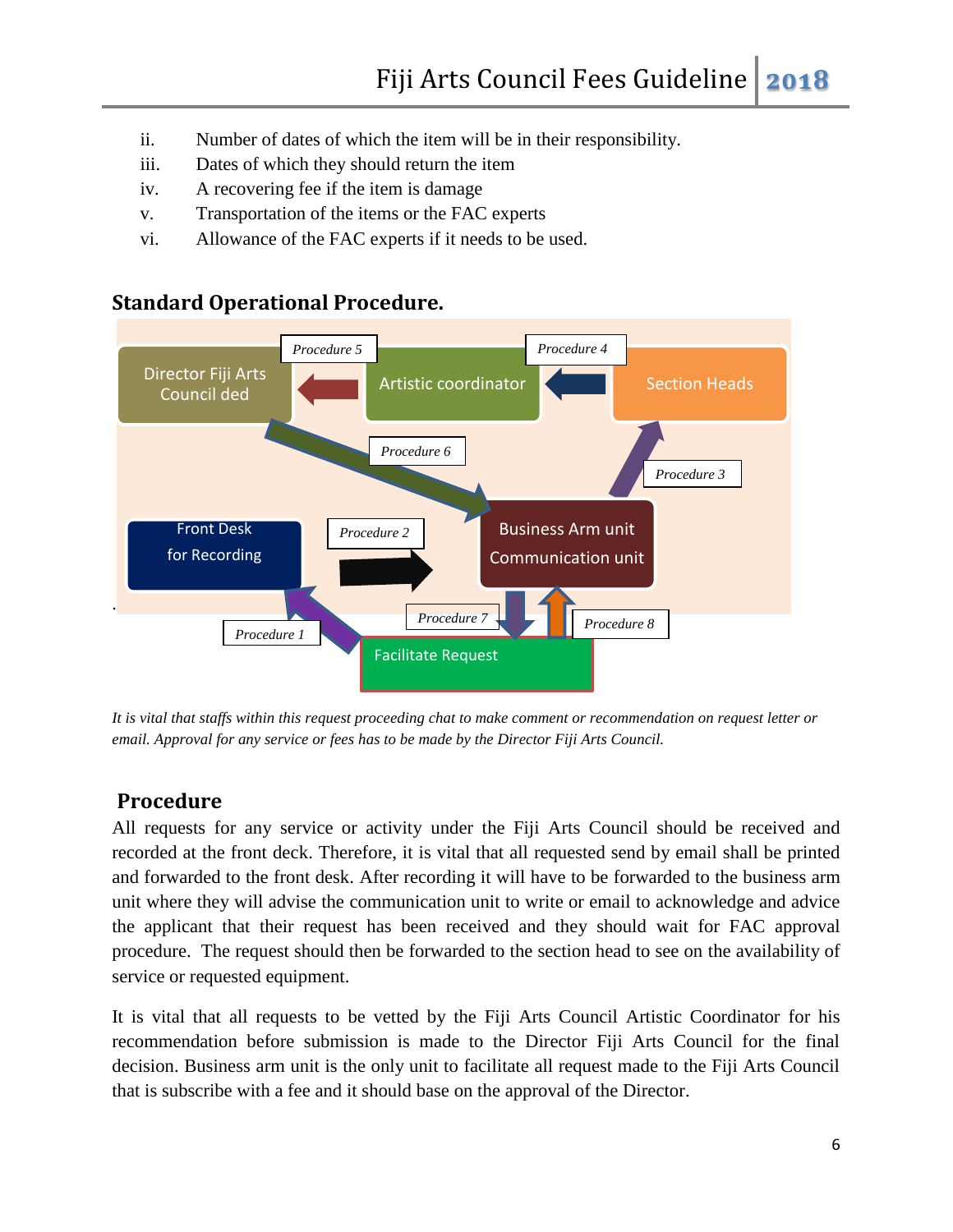ii. Number of dates of which the item will be in their responsibility.
iii. Dates of which they should return the item
iv. A recovering fee if the item is damage
v. Transportation of the items or the FAC experts
vi. Allowance of the FAC experts if it needs to be used.

### Standard Operational Procedure.

Director Fiji Arts Council ded

Artistic coordinator

Section Heads

Procedure 5

Procedure 4

Procedure 6

Procedure 3

Front Desk for Recording

Procedure 2

Business Arm unit Communication unit

Procedure 1

Procedure 7

Procedure 8

Facilitate Request

*It is vital that staffs within this request proceeding chat to make comment or recommendation on request letter or email. Approval for any service or fees has to be made by the Director Fiji Arts Council.*

### Procedure

All requests for any service or activity under the Fiji Arts Council should be received and recorded at the front deck. Therefore, it is vital that all requested send by email shall be printed and forwarded to the front desk. After recording it will have to be forwarded to the business arm unit where they will advise the communication unit to write or email to acknowledge and advice the applicant that their request has been received and they should wait for FAC approval procedure. The request should then be forwarded to the section head to see on the availability of service or requested equipment.

It is vital that all requests to be vetted by the Fiji Arts Council Artistic Coordinator for his recommendation before submission is made to the Director Fiji Arts Council for the final decision. Business arm unit is the only unit to facilitate all request made to the Fiji Arts Council that is subscribe with a fee and it should base on the approval of the Director.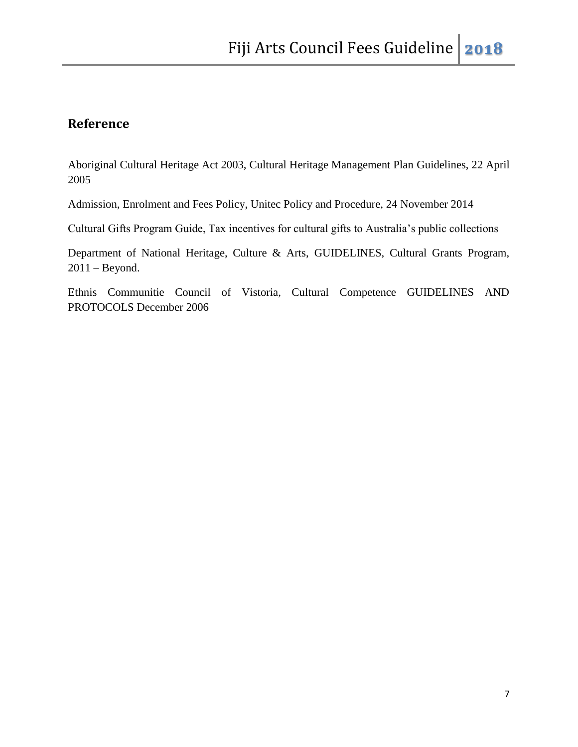## Reference

Aboriginal Cultural Heritage Act 2003, Cultural Heritage Management Plan Guidelines, 22 April 2005

Admission, Enrolment and Fees Policy, Unitec Policy and Procedure, 24 November 2014

Cultural Gifts Program Guide, Tax incentives for cultural gifts to Australia's public collections

Department of National Heritage, Culture & Arts, GUIDELINES, Cultural Grants Program, 2011 – Beyond.

Ethnis Communitie Council of Vistoria, Cultural Competence GUIDELINES AND PROTOCOLS December 2006